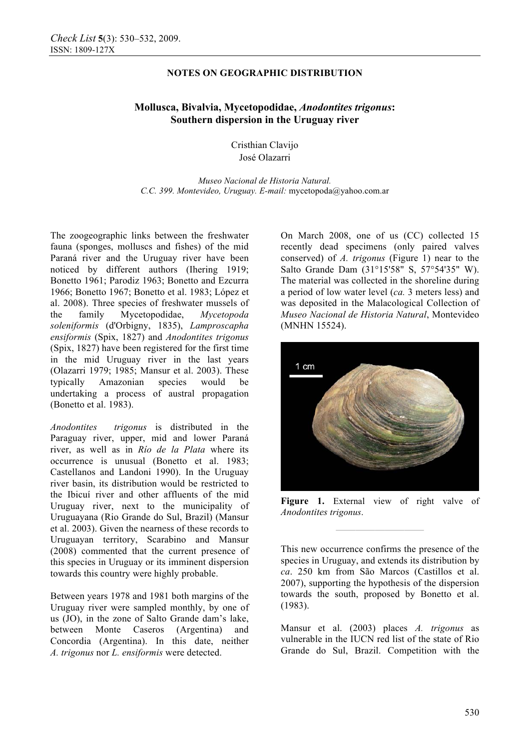NOTES ON GEOGRAPHIC DISTRIBUTION

# Mollusca, Bivalvia, Mycetopodidae, *Anodontites trigonus*: Southern dispersion in the Uruguay river

Cristhian Clavijo
José Olazarri

*Museo Nacional de Historia Natural. C.C. 399. Montevideo, Uruguay. E-mail:* mycetopoda@yahoo.com.ar

The zoogeographic links between the freshwater fauna (sponges, molluscs and fishes) of the mid Paraná river and the Uruguay river have been noticed by different authors (Ihering 1919; Bonetto 1961; Parodiz 1963; Bonetto and Ezcurra 1966; Bonetto 1967; Bonetto et al. 1983; López et al. 2008). Three species of freshwater mussels of the family Mycetopodidae, *Mycetopoda soleniformis* (d'Orbigny, 1835), *Lamproscapha ensiformis* (Spix, 1827) and *Anodontites trigonus* (Spix, 1827) have been registered for the first time in the mid Uruguay river in the last years (Olazarri 1979; 1985; Mansur et al. 2003). These typically Amazonian species would be undertaking a process of austral propagation (Bonetto et al. 1983).

*Anodontites trigonus* is distributed in the Paraguay river, upper, mid and lower Paraná river, as well as in *Río de la Plata* where its occurrence is unusual (Bonetto et al. 1983; Castellanos and Landoni 1990). In the Uruguay river basin, its distribution would be restricted to the Ibicuí river and other affluents of the mid Uruguay river, next to the municipality of Uruguayana (Rio Grande do Sul, Brazil) (Mansur et al. 2003). Given the nearness of these records to Uruguayan territory, Scarabino and Mansur (2008) commented that the current presence of this species in Uruguay or its imminent dispersion towards this country were highly probable.

Between years 1978 and 1981 both margins of the Uruguay river were sampled monthly, by one of us (JO), in the zone of Salto Grande dam's lake, between Monte Caseros (Argentina) and Concordia (Argentina). In this date, neither *A. trigonus* nor *L. ensiformis* were detected.

On March 2008, one of us (CC) collected 15 recently dead specimens (only paired valves conserved) of *A. trigonus* (Figure 1) near to the Salto Grande Dam (31°15'58" S, 57°54'35" W). The material was collected in the shoreline during a period of low water level (*ca.* 3 meters less) and was deposited in the Malacological Collection of *Museo Nacional de Historia Natural*, Montevideo (MNHN 15524).

**Figure 1.** External view of right valve of *Anodontites trigonus*.

This new occurrence confirms the presence of the species in Uruguay, and extends its distribution by *ca*. 250 km from São Marcos (Castillos et al. 2007), supporting the hypothesis of the dispersion towards the south, proposed by Bonetto et al. (1983).

Mansur et al. (2003) places *A. trigonus* as vulnerable in the IUCN red list of the state of Rio Grande do Sul, Brazil. Competition with the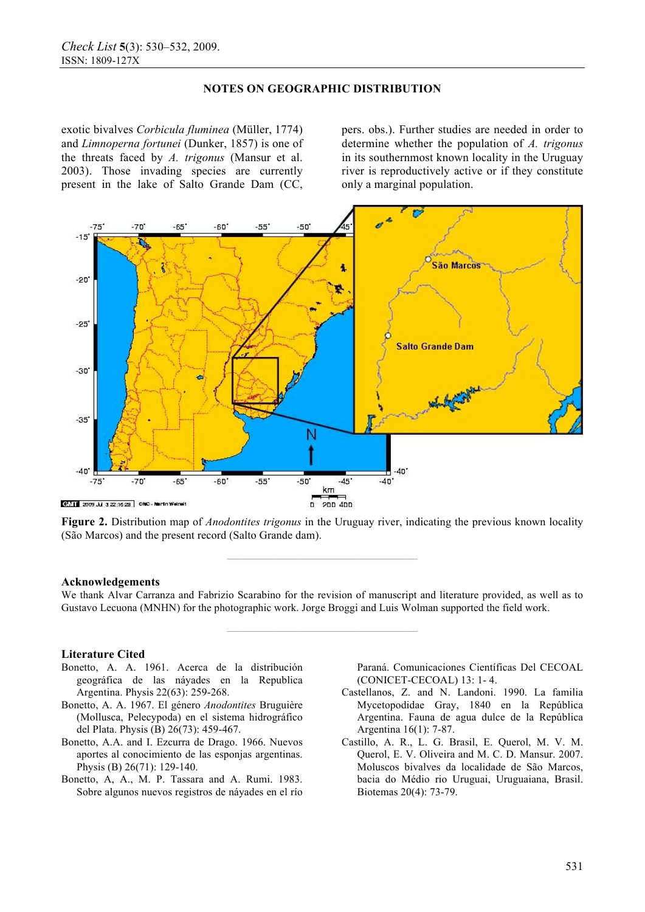exotic bivalves *Corbicula fluminea* (Müller, 1774) and *Limnoperna fortunei* (Dunker, 1857) is one of the threats faced by *A. trigonus* (Mansur et al. 2003). Those invading species are currently present in the lake of Salto Grande Dam (CC, pers. obs.). Further studies are needed in order to determine whether the population of *A. trigonus* in its southernmost known locality in the Uruguay river is reproductively active or if they constitute only a marginal population.

**Figure 2.** Distribution map of *Anodontites trigonus* in the Uruguay river, indicating the previous known locality (São Marcos) and the present record (Salto Grande dam).

---

## Acknowledgements

We thank Alvar Carranza and Fabrizio Scarabino for the revision of manuscript and literature provided, as well as to Gustavo Lecuona (MNHN) for the photographic work. Jorge Broggi and Luis Wolman supported the field work.

---

## Literature Cited

Bonetto, A. A. 1961. Acerca de la distribución geográfica de las náyades en la Republica Argentina. Physis 22(63): 259-268.

Bonetto, A. A. 1967. El género *Anodontites* Bruguière (Mollusca, Pelecypoda) en el sistema hidrográfico del Plata. Physis (B) 26(73): 459-467.

Bonetto, A.A. and I. Ezcurra de Drago. 1966. Nuevos aportes al conocimiento de las esponjas argentinas. Physis (B) 26(71): 129-140.

Bonetto, A, A., M. P. Tassara and A. Rumi. 1983. Sobre algunos nuevos registros de náyades en el río Paraná. Comunicaciones Científicas Del CECOAL (CONICET-CECOAL) 13: 1- 4.

Castellanos, Z. and N. Landoni. 1990. La familia Mycetopodidae Gray, 1840 en la República Argentina. Fauna de agua dulce de la República Argentina 16(1): 7-87.

Castillo, A. R., L. G. Brasil, E. Querol, M. V. M. Querol, E. V. Oliveira and M. C. D. Mansur. 2007. Moluscos bivalves da localidade de São Marcos, bacia do Médio rio Uruguai, Uruguaiana, Brasil. Biotemas 20(4): 73-79.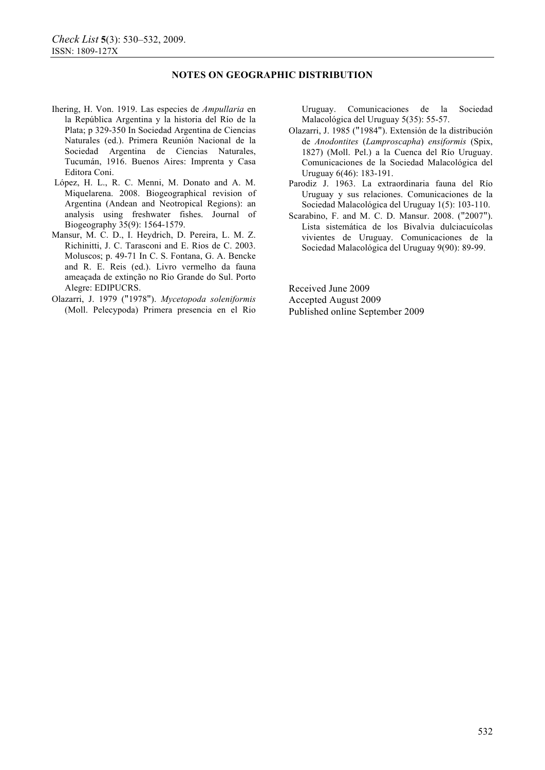Ihering, H. Von. 1919. Las especies de *Ampullaria* en la República Argentina y la historia del Río de la Plata; p 329-350 In Sociedad Argentina de Ciencias Naturales (ed.). Primera Reunión Nacional de la Sociedad Argentina de Ciencias Naturales, Tucumán, 1916. Buenos Aires: Imprenta y Casa Editora Coni.

López, H. L., R. C. Menni, M. Donato and A. M. Miquelarena. 2008. Biogeographical revision of Argentina (Andean and Neotropical Regions): an analysis using freshwater fishes. Journal of Biogeography 35(9): 1564-1579.

Mansur, M. C. D., I. Heydrich, D. Pereira, L. M. Z. Richinitti, J. C. Tarasconi and E. Rios de C. 2003. Moluscos; p. 49-71 In C. S. Fontana, G. A. Bencke and R. E. Reis (ed.). Livro vermelho da fauna ameaçada de extinção no Rio Grande do Sul. Porto Alegre: EDIPUCRS.

Olazarri, J. 1979 ("1978"). *Mycetopoda soleniformis* (Moll. Pelecypoda) Primera presencia en el Rio Uruguay. Comunicaciones de la Sociedad Malacológica del Uruguay 5(35): 55-57.

Olazarri, J. 1985 ("1984"). Extensión de la distribución de *Anodontites* (*Lamproscapha*) *ensiformis* (Spix, 1827) (Moll. Pel.) a la Cuenca del Río Uruguay. Comunicaciones de la Sociedad Malacológica del Uruguay 6(46): 183-191.

Parodiz J. 1963. La extraordinaria fauna del Río Uruguay y sus relaciones. Comunicaciones de la Sociedad Malacológica del Uruguay 1(5): 103-110.

Scarabino, F. and M. C. D. Mansur. 2008. ("2007"). Lista sistemática de los Bivalvia dulciacuícolas vivientes de Uruguay. Comunicaciones de la Sociedad Malacológica del Uruguay 9(90): 89-99.

Received June 2009
Accepted August 2009
Published online September 2009